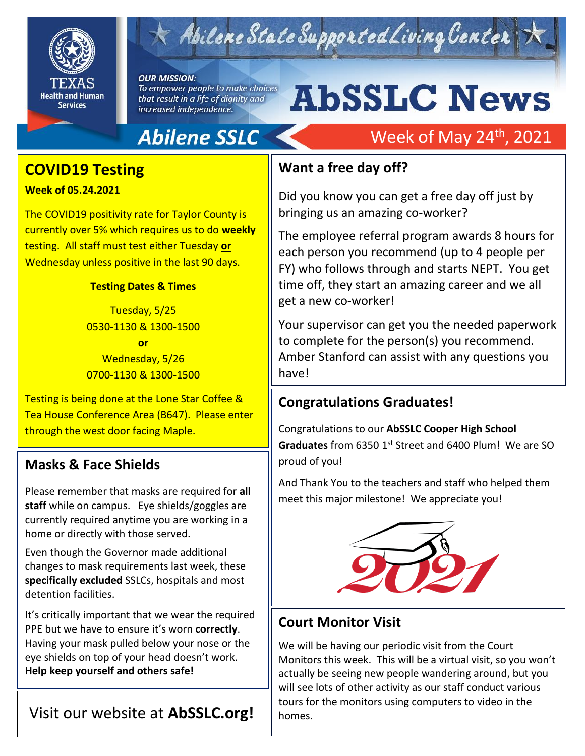Abilene State Supported Living Center

TEXAS Health and Human Services

*OUR MISSION: To empower people to make choices that result in a life of dignity and increased independence.*

# AbSSLC News

**Abilene SSLC** — Week of May 24th, 2021

## COVID19 Testing

**Week of 05.24.2021**

The COVID19 positivity rate for Taylor County is currently over 5% which requires us to do **weekly** testing. All staff must test either Tuesday **or** Wednesday unless positive in the last 90 days.

**Testing Dates & Times**

Tuesday, 5/25
0530-1130 & 1300-1500
**or**
Wednesday, 5/26
0700-1130 & 1300-1500

Testing is being done at the Lone Star Coffee & Tea House Conference Area (B647). Please enter through the west door facing Maple.

## Masks & Face Shields

Please remember that masks are required for **all staff** while on campus. Eye shields/goggles are currently required anytime you are working in a home or directly with those served.

Even though the Governor made additional changes to mask requirements last week, these **specifically excluded** SSLCs, hospitals and most detention facilities.

It's critically important that we wear the required PPE but we have to ensure it's worn **correctly**. Having your mask pulled below your nose or the eye shields on top of your head doesn't work. **Help keep yourself and others safe!**

Visit our website at **AbSSLC.org!**

## Want a free day off?

Did you know you can get a free day off just by bringing us an amazing co-worker?

The employee referral program awards 8 hours for each person you recommend (up to 4 people per FY) who follows through and starts NEPT. You get time off, they start an amazing career and we all get a new co-worker!

Your supervisor can get you the needed paperwork to complete for the person(s) you recommend. Amber Stanford can assist with any questions you have!

## Congratulations Graduates!

Congratulations to our **AbSSLC Cooper High School Graduates** from 6350 1st Street and 6400 Plum! We are SO proud of you!

And Thank You to the teachers and staff who helped them meet this major milestone! We appreciate you!

## Court Monitor Visit

We will be having our periodic visit from the Court Monitors this week. This will be a virtual visit, so you won't actually be seeing new people wandering around, but you will see lots of other activity as our staff conduct various tours for the monitors using computers to video in the homes.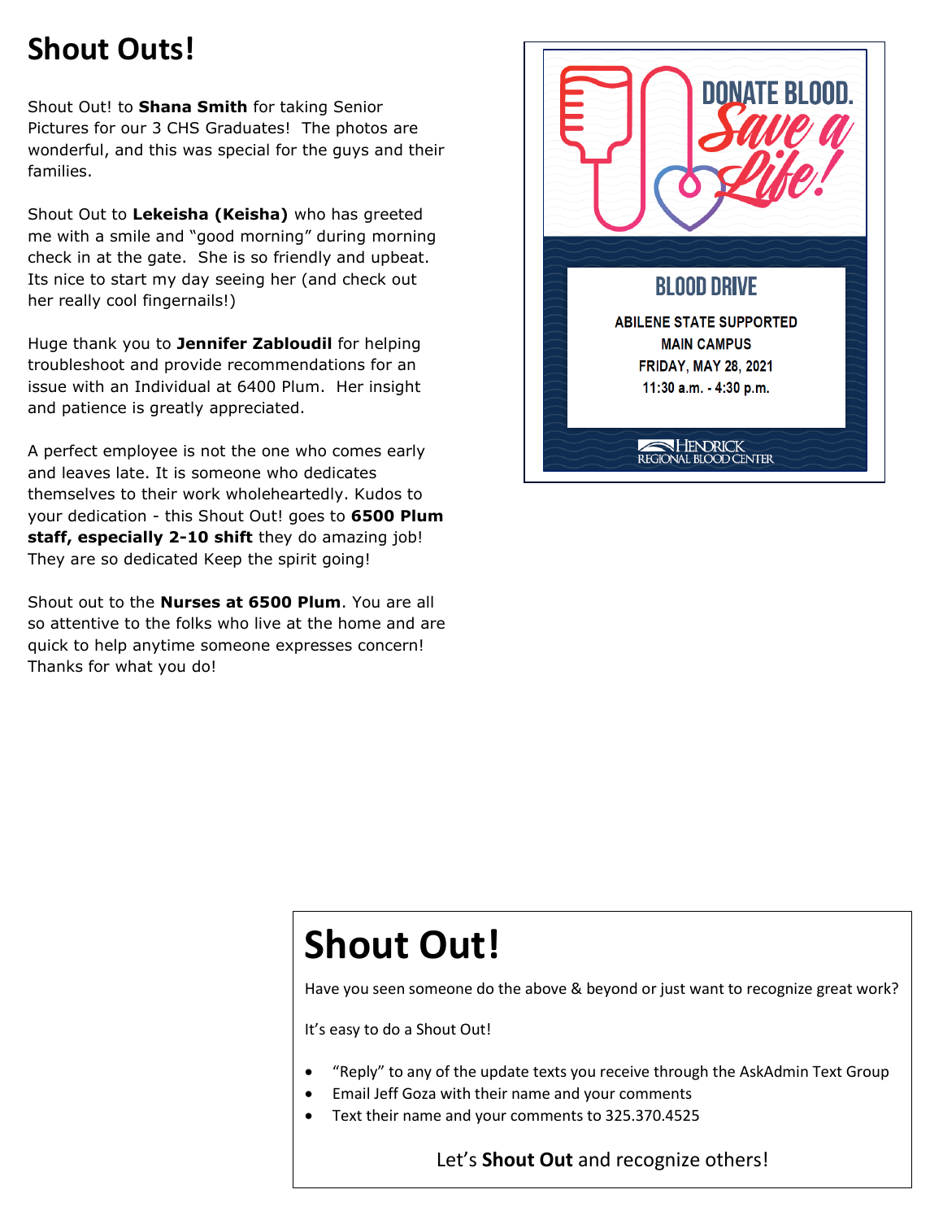# Shout Outs!

Shout Out! to **Shana Smith** for taking Senior Pictures for our 3 CHS Graduates! The photos are wonderful, and this was special for the guys and their families.

Shout Out to **Lekeisha (Keisha)** who has greeted me with a smile and "good morning" during morning check in at the gate. She is so friendly and upbeat. Its nice to start my day seeing her (and check out her really cool fingernails!)

Huge thank you to **Jennifer Zabloudil** for helping troubleshoot and provide recommendations for an issue with an Individual at 6400 Plum. Her insight and patience is greatly appreciated.

A perfect employee is not the one who comes early and leaves late. It is someone who dedicates themselves to their work wholeheartedly. Kudos to your dedication - this Shout Out! goes to **6500 Plum staff, especially 2-10 shift** they do amazing job! They are so dedicated Keep the spirit going!

Shout out to the **Nurses at 6500 Plum**. You are all so attentive to the folks who live at the home and are quick to help anytime someone expresses concern! Thanks for what you do!

DONATE BLOOD. Save a Life!

**BLOOD DRIVE**

ABILENE STATE SUPPORTED
MAIN CAMPUS
FRIDAY, MAY 28, 2021
11:30 a.m. - 4:30 p.m.

HENDRICK REGIONAL BLOOD CENTER

# Shout Out!

Have you seen someone do the above & beyond or just want to recognize great work?

It's easy to do a Shout Out!

- "Reply" to any of the update texts you receive through the AskAdmin Text Group
- Email Jeff Goza with their name and your comments
- Text their name and your comments to 325.370.4525

Let's **Shout Out** and recognize others!